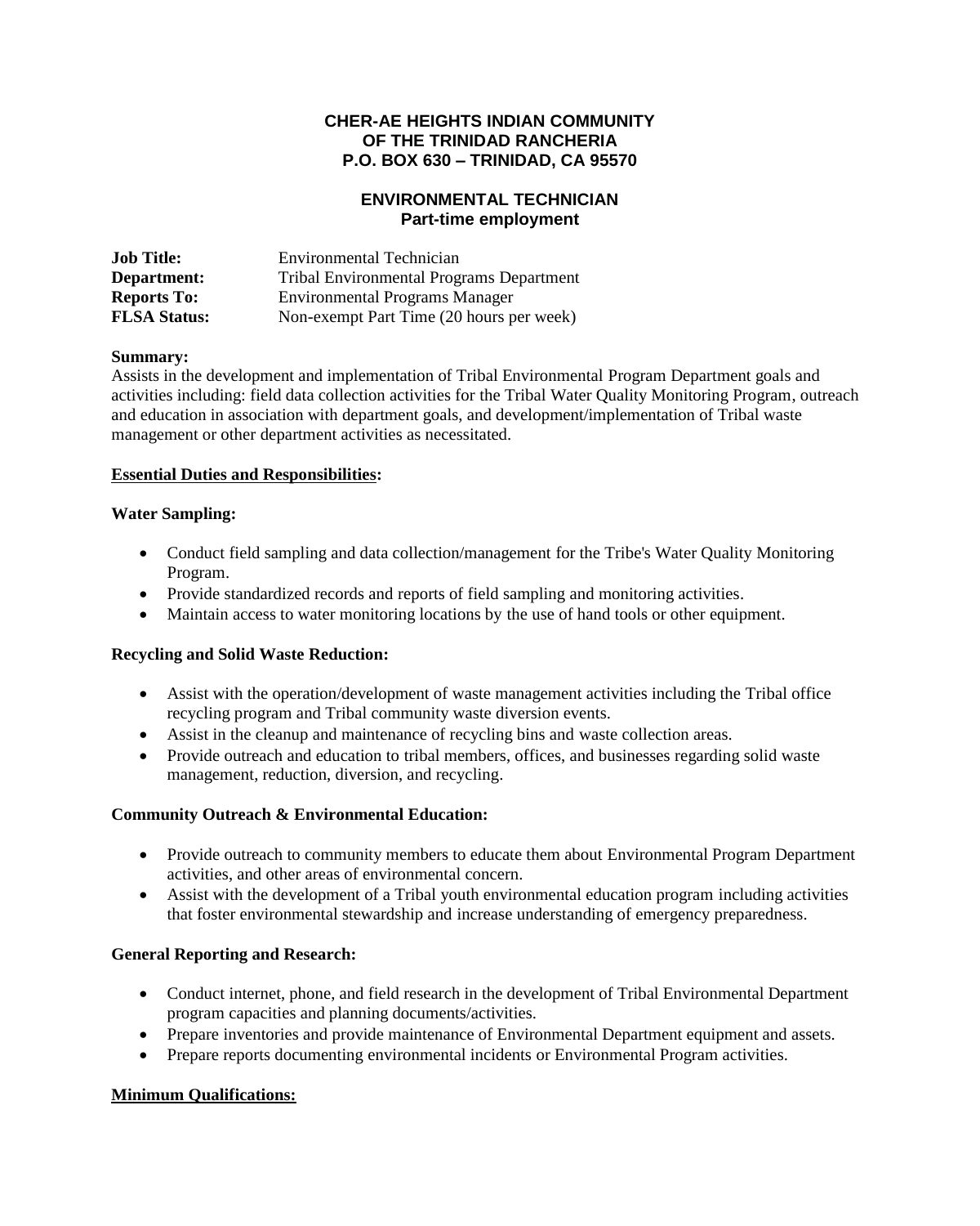**CHER-AE HEIGHTS INDIAN COMMUNITY**
**OF THE TRINIDAD RANCHERIA**
**P.O. BOX 630 – TRINIDAD, CA 95570**

# ENVIRONMENTAL TECHNICIAN
**Part-time employment**

**Job Title:** Environmental Technician
**Department:** Tribal Environmental Programs Department
**Reports To:** Environmental Programs Manager
**FLSA Status:** Non-exempt Part Time (20 hours per week)

**Summary:**
Assists in the development and implementation of Tribal Environmental Program Department goals and activities including: field data collection activities for the Tribal Water Quality Monitoring Program, outreach and education in association with department goals, and development/implementation of Tribal waste management or other department activities as necessitated.

## Essential Duties and Responsibilities:

### Water Sampling:

- Conduct field sampling and data collection/management for the Tribe's Water Quality Monitoring Program.
- Provide standardized records and reports of field sampling and monitoring activities.
- Maintain access to water monitoring locations by the use of hand tools or other equipment.

### Recycling and Solid Waste Reduction:

- Assist with the operation/development of waste management activities including the Tribal office recycling program and Tribal community waste diversion events.
- Assist in the cleanup and maintenance of recycling bins and waste collection areas.
- Provide outreach and education to tribal members, offices, and businesses regarding solid waste management, reduction, diversion, and recycling.

### Community Outreach & Environmental Education:

- Provide outreach to community members to educate them about Environmental Program Department activities, and other areas of environmental concern.
- Assist with the development of a Tribal youth environmental education program including activities that foster environmental stewardship and increase understanding of emergency preparedness.

### General Reporting and Research:

- Conduct internet, phone, and field research in the development of Tribal Environmental Department program capacities and planning documents/activities.
- Prepare inventories and provide maintenance of Environmental Department equipment and assets.
- Prepare reports documenting environmental incidents or Environmental Program activities.

## Minimum Qualifications: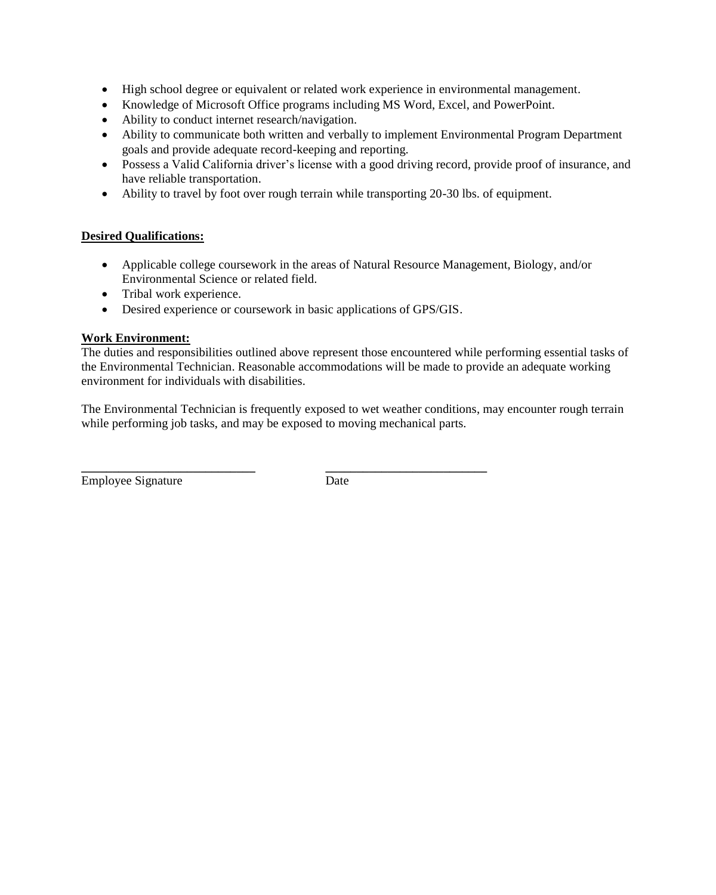- High school degree or equivalent or related work experience in environmental management.
- Knowledge of Microsoft Office programs including MS Word, Excel, and PowerPoint.
- Ability to conduct internet research/navigation.
- Ability to communicate both written and verbally to implement Environmental Program Department goals and provide adequate record-keeping and reporting.
- Possess a Valid California driver's license with a good driving record, provide proof of insurance, and have reliable transportation.
- Ability to travel by foot over rough terrain while transporting 20-30 lbs. of equipment.

**Desired Qualifications:**

- Applicable college coursework in the areas of Natural Resource Management, Biology, and/or Environmental Science or related field.
- Tribal work experience.
- Desired experience or coursework in basic applications of GPS/GIS.

**Work Environment:**
The duties and responsibilities outlined above represent those encountered while performing essential tasks of the Environmental Technician. Reasonable accommodations will be made to provide an adequate working environment for individuals with disabilities.

The Environmental Technician is frequently exposed to wet weather conditions, may encounter rough terrain while performing job tasks, and may be exposed to moving mechanical parts.

\_\_\_\_\_\_\_\_\_\_\_\_\_\_\_\_\_\_\_\_\_\_\_\_\_\_\_\_ \_\_\_\_\_\_\_\_\_\_\_\_\_\_\_\_\_\_\_\_\_\_\_\_\_\_
Employee Signature Date